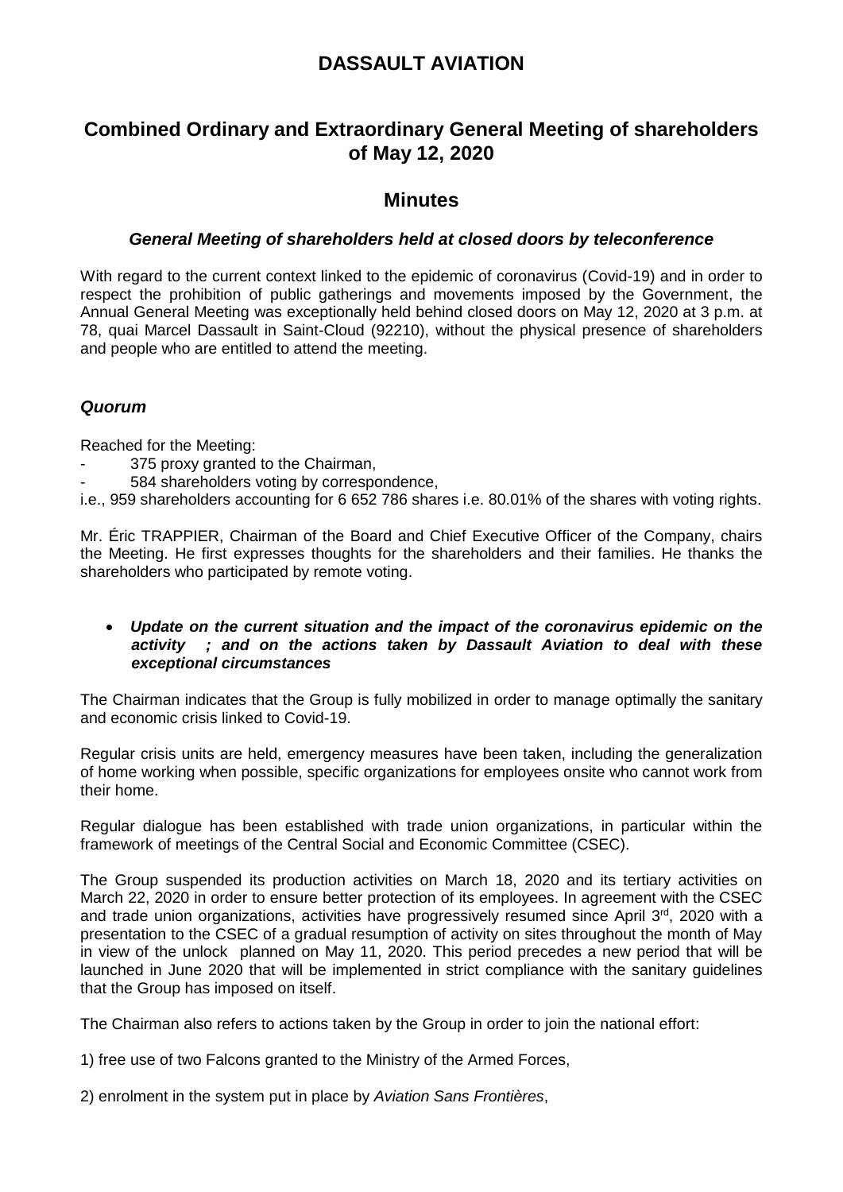# DASSAULT AVIATION

## Combined Ordinary and Extraordinary General Meeting of shareholders of May 12, 2020

## Minutes

### *General Meeting of shareholders held at closed doors by teleconference*

With regard to the current context linked to the epidemic of coronavirus (Covid-19) and in order to respect the prohibition of public gatherings and movements imposed by the Government, the Annual General Meeting was exceptionally held behind closed doors on May 12, 2020 at 3 p.m. at 78, quai Marcel Dassault in Saint-Cloud (92210), without the physical presence of shareholders and people who are entitled to attend the meeting.

### *Quorum*

Reached for the Meeting:

- 375 proxy granted to the Chairman,
- 584 shareholders voting by correspondence,

i.e., 959 shareholders accounting for 6 652 786 shares i.e. 80.01% of the shares with voting rights.

Mr. Éric TRAPPIER, Chairman of the Board and Chief Executive Officer of the Company, chairs the Meeting. He first expresses thoughts for the shareholders and their families. He thanks the shareholders who participated by remote voting.

- ***Update on the current situation and the impact of the coronavirus epidemic on the activity ; and on the actions taken by Dassault Aviation to deal with these exceptional circumstances***

The Chairman indicates that the Group is fully mobilized in order to manage optimally the sanitary and economic crisis linked to Covid-19.

Regular crisis units are held, emergency measures have been taken, including the generalization of home working when possible, specific organizations for employees onsite who cannot work from their home.

Regular dialogue has been established with trade union organizations, in particular within the framework of meetings of the Central Social and Economic Committee (CSEC).

The Group suspended its production activities on March 18, 2020 and its tertiary activities on March 22, 2020 in order to ensure better protection of its employees. In agreement with the CSEC and trade union organizations, activities have progressively resumed since April 3rd, 2020 with a presentation to the CSEC of a gradual resumption of activity on sites throughout the month of May in view of the unlock planned on May 11, 2020. This period precedes a new period that will be launched in June 2020 that will be implemented in strict compliance with the sanitary guidelines that the Group has imposed on itself.

The Chairman also refers to actions taken by the Group in order to join the national effort:

1) free use of two Falcons granted to the Ministry of the Armed Forces,

2) enrolment in the system put in place by *Aviation Sans Frontières*,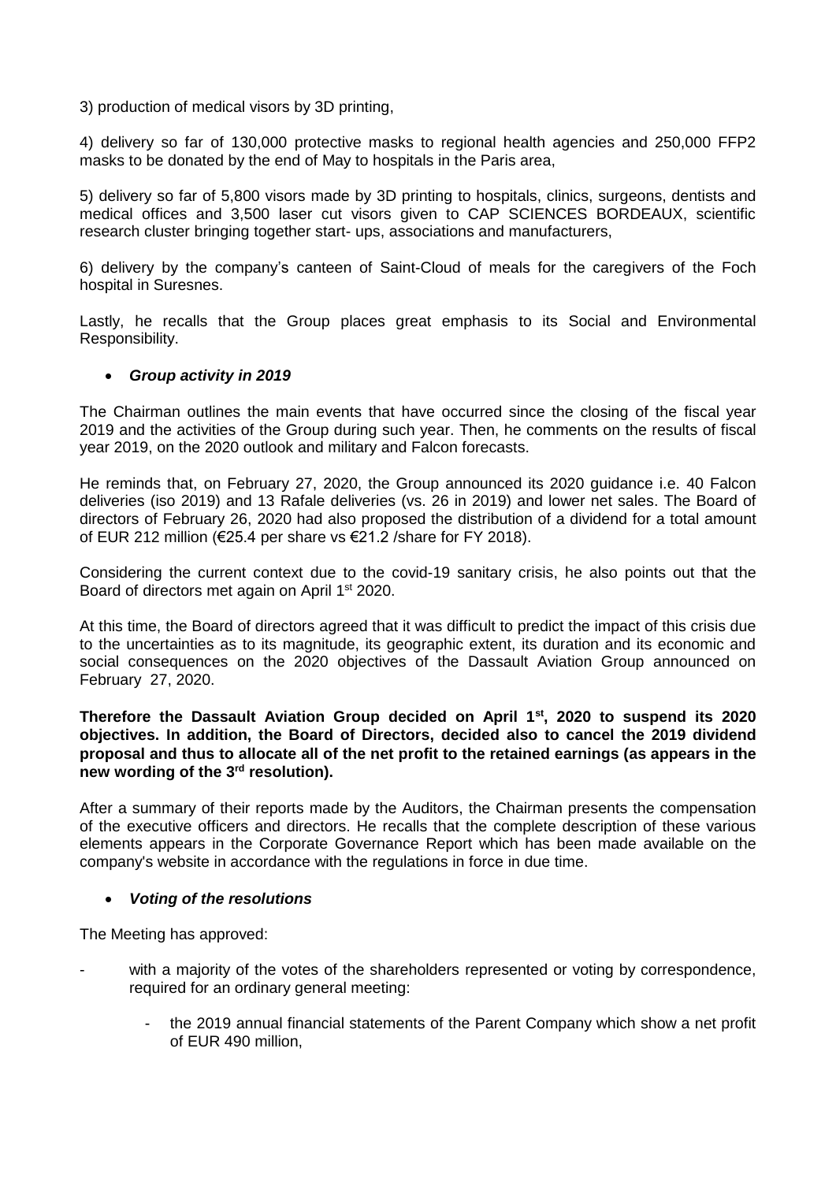3) production of medical visors by 3D printing,

4) delivery so far of 130,000 protective masks to regional health agencies and 250,000 FFP2 masks to be donated by the end of May to hospitals in the Paris area,

5) delivery so far of 5,800 visors made by 3D printing to hospitals, clinics, surgeons, dentists and medical offices and 3,500 laser cut visors given to CAP SCIENCES BORDEAUX, scientific research cluster bringing together start- ups, associations and manufacturers,

6) delivery by the company's canteen of Saint-Cloud of meals for the caregivers of the Foch hospital in Suresnes.

Lastly, he recalls that the Group places great emphasis to its Social and Environmental Responsibility.

- ***Group activity in 2019***

The Chairman outlines the main events that have occurred since the closing of the fiscal year 2019 and the activities of the Group during such year. Then, he comments on the results of fiscal year 2019, on the 2020 outlook and military and Falcon forecasts.

He reminds that, on February 27, 2020, the Group announced its 2020 guidance i.e. 40 Falcon deliveries (iso 2019) and 13 Rafale deliveries (vs. 26 in 2019) and lower net sales. The Board of directors of February 26, 2020 had also proposed the distribution of a dividend for a total amount of EUR 212 million (€25.4 per share vs €21.2 /share for FY 2018).

Considering the current context due to the covid-19 sanitary crisis, he also points out that the Board of directors met again on April 1st 2020.

At this time, the Board of directors agreed that it was difficult to predict the impact of this crisis due to the uncertainties as to its magnitude, its geographic extent, its duration and its economic and social consequences on the 2020 objectives of the Dassault Aviation Group announced on February 27, 2020.

**Therefore the Dassault Aviation Group decided on April 1st, 2020 to suspend its 2020 objectives. In addition, the Board of Directors, decided also to cancel the 2019 dividend proposal and thus to allocate all of the net profit to the retained earnings (as appears in the new wording of the 3rd resolution).**

After a summary of their reports made by the Auditors, the Chairman presents the compensation of the executive officers and directors. He recalls that the complete description of these various elements appears in the Corporate Governance Report which has been made available on the company's website in accordance with the regulations in force in due time.

- ***Voting of the resolutions***

The Meeting has approved:

- with a majority of the votes of the shareholders represented or voting by correspondence, required for an ordinary general meeting:
    - the 2019 annual financial statements of the Parent Company which show a net profit of EUR 490 million,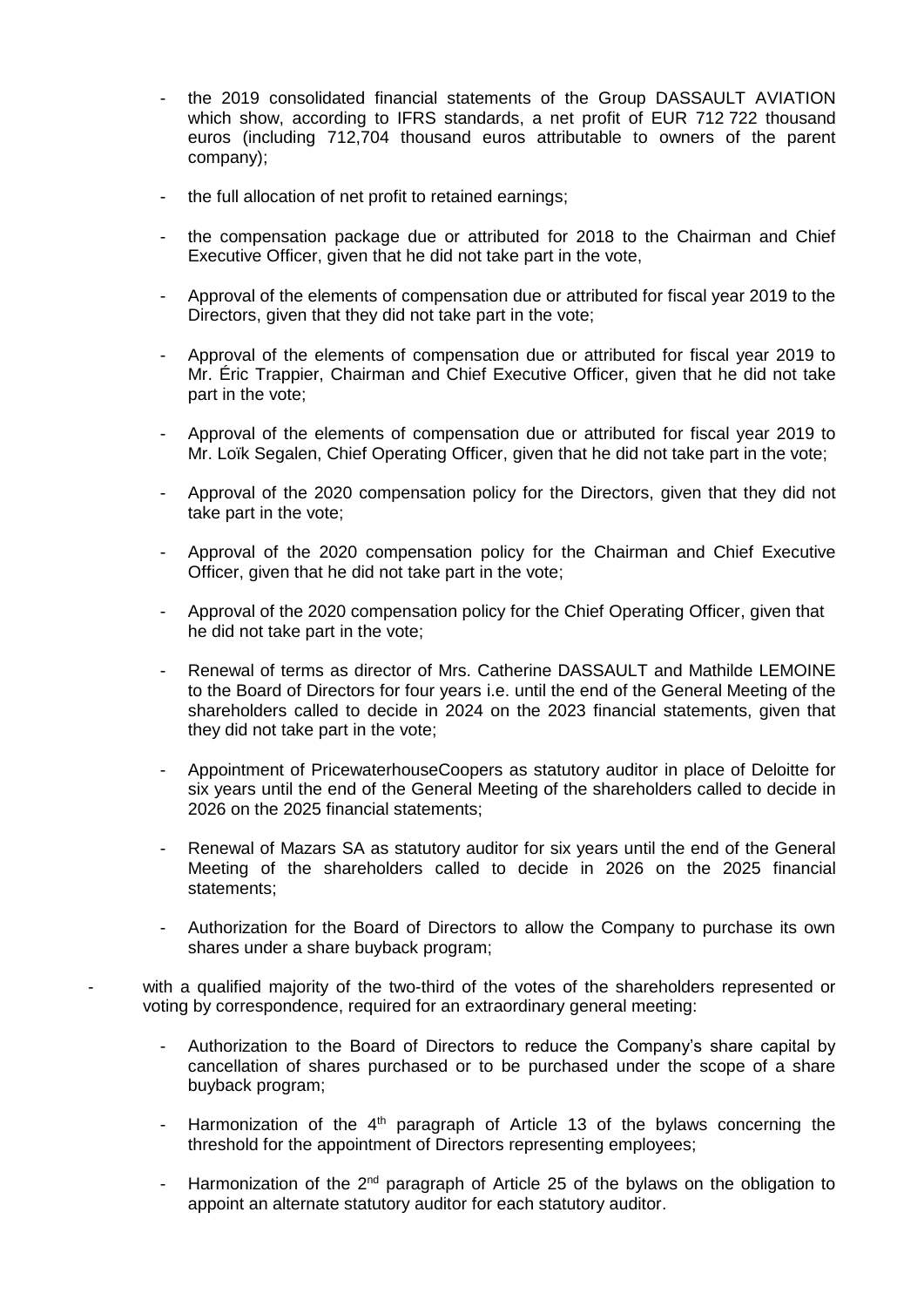- the 2019 consolidated financial statements of the Group DASSAULT AVIATION which show, according to IFRS standards, a net profit of EUR 712 722 thousand euros (including 712,704 thousand euros attributable to owners of the parent company);

- the full allocation of net profit to retained earnings;

- the compensation package due or attributed for 2018 to the Chairman and Chief Executive Officer, given that he did not take part in the vote,

- Approval of the elements of compensation due or attributed for fiscal year 2019 to the Directors, given that they did not take part in the vote;

- Approval of the elements of compensation due or attributed for fiscal year 2019 to Mr. Éric Trappier, Chairman and Chief Executive Officer, given that he did not take part in the vote;

- Approval of the elements of compensation due or attributed for fiscal year 2019 to Mr. Loïk Segalen, Chief Operating Officer, given that he did not take part in the vote;

- Approval of the 2020 compensation policy for the Directors, given that they did not take part in the vote;

- Approval of the 2020 compensation policy for the Chairman and Chief Executive Officer, given that he did not take part in the vote;

- Approval of the 2020 compensation policy for the Chief Operating Officer, given that he did not take part in the vote;

- Renewal of terms as director of Mrs. Catherine DASSAULT and Mathilde LEMOINE to the Board of Directors for four years i.e. until the end of the General Meeting of the shareholders called to decide in 2024 on the 2023 financial statements, given that they did not take part in the vote;

- Appointment of PricewaterhouseCoopers as statutory auditor in place of Deloitte for six years until the end of the General Meeting of the shareholders called to decide in 2026 on the 2025 financial statements;

- Renewal of Mazars SA as statutory auditor for six years until the end of the General Meeting of the shareholders called to decide in 2026 on the 2025 financial statements;

- Authorization for the Board of Directors to allow the Company to purchase its own shares under a share buyback program;

- with a qualified majority of the two-third of the votes of the shareholders represented or voting by correspondence, required for an extraordinary general meeting:

  - Authorization to the Board of Directors to reduce the Company's share capital by cancellation of shares purchased or to be purchased under the scope of a share buyback program;

  - Harmonization of the 4th paragraph of Article 13 of the bylaws concerning the threshold for the appointment of Directors representing employees;

  - Harmonization of the 2nd paragraph of Article 25 of the bylaws on the obligation to appoint an alternate statutory auditor for each statutory auditor.